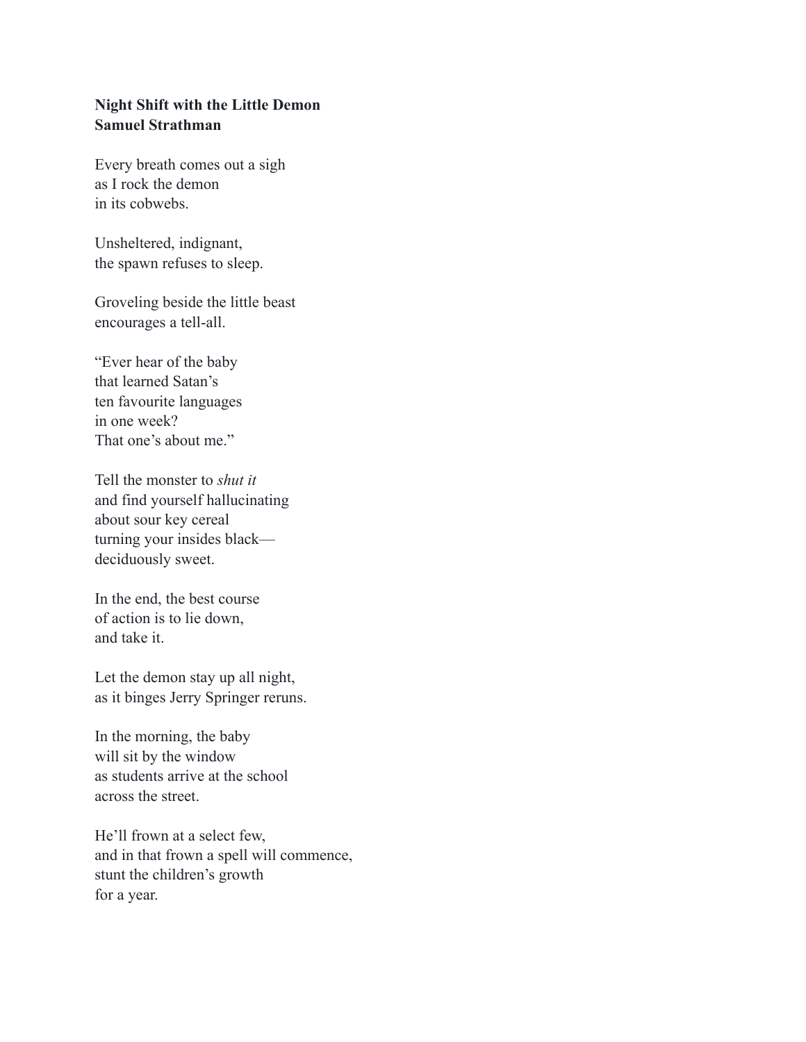**Night Shift with the Little Demon**
**Samuel Strathman**

Every breath comes out a sigh
as I rock the demon
in its cobwebs.

Unsheltered, indignant,
the spawn refuses to sleep.

Groveling beside the little beast
encourages a tell-all.

"Ever hear of the baby
that learned Satan's
ten favourite languages
in one week?
That one's about me."

Tell the monster to *shut it*
and find yourself hallucinating
about sour key cereal
turning your insides black—
deciduously sweet.

In the end, the best course
of action is to lie down,
and take it.

Let the demon stay up all night,
as it binges Jerry Springer reruns.

In the morning, the baby
will sit by the window
as students arrive at the school
across the street.

He'll frown at a select few,
and in that frown a spell will commence,
stunt the children's growth
for a year.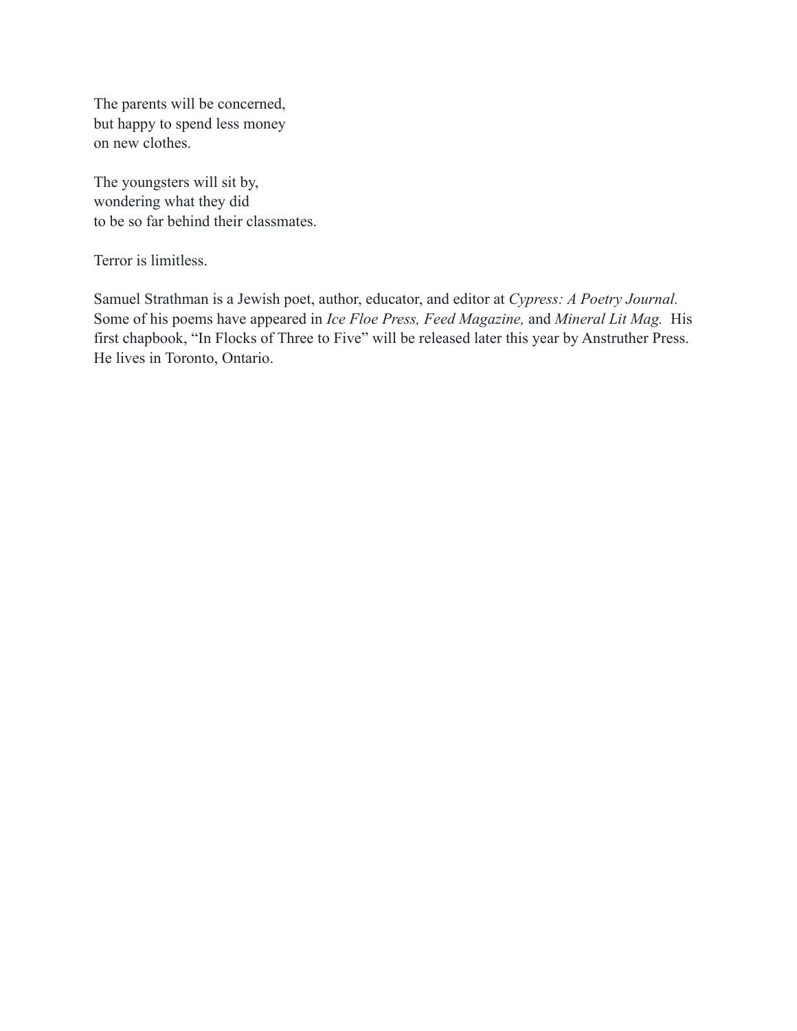The parents will be concerned,  
but happy to spend less money  
on new clothes.

The youngsters will sit by,  
wondering what they did  
to be so far behind their classmates.

Terror is limitless.

Samuel Strathman is a Jewish poet, author, educator, and editor at *Cypress: A Poetry Journal.* Some of his poems have appeared in *Ice Floe Press, Feed Magazine,* and *Mineral Lit Mag.* His first chapbook, "In Flocks of Three to Five" will be released later this year by Anstruther Press. He lives in Toronto, Ontario.